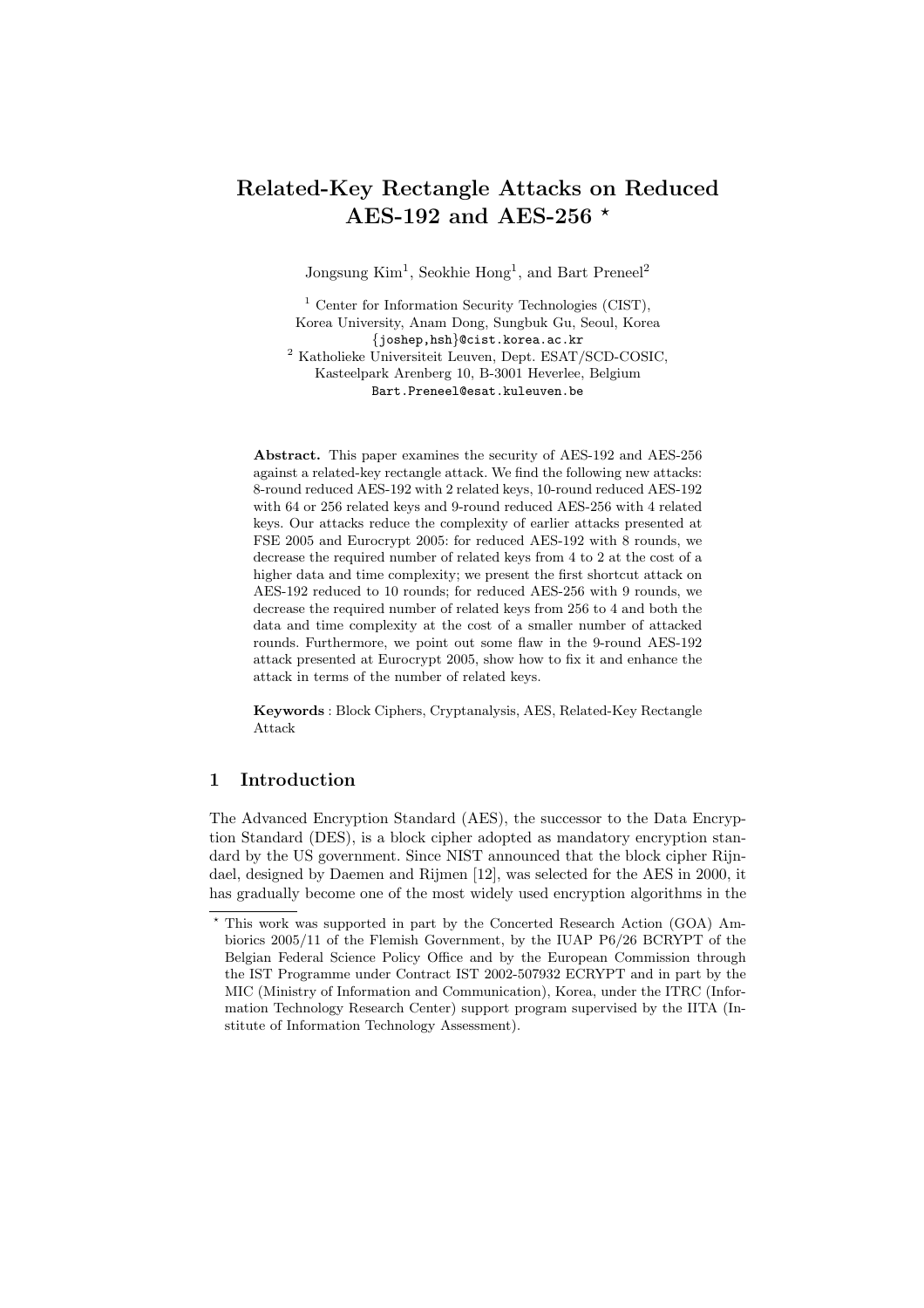# Related-Key Rectangle Attacks on Reduced AES-192 and AES-256 ⋆

Jongsung Kim[1], Seokhie Hong[1], and Bart Preneel[2]

[1] Center for Information Security Technologies (CIST), Korea University, Anam Dong, Sungbuk Gu, Seoul, Korea
{joshep,hsh}@cist.korea.ac.kr

[2] Katholieke Universiteit Leuven, Dept. ESAT/SCD-COSIC, Kasteelpark Arenberg 10, B-3001 Heverlee, Belgium
Bart.Preneel@esat.kuleuven.be

**Abstract.** This paper examines the security of AES-192 and AES-256 against a related-key rectangle attack. We find the following new attacks: 8-round reduced AES-192 with 2 related keys, 10-round reduced AES-192 with 64 or 256 related keys and 9-round reduced AES-256 with 4 related keys. Our attacks reduce the complexity of earlier attacks presented at FSE 2005 and Eurocrypt 2005: for reduced AES-192 with 8 rounds, we decrease the required number of related keys from 4 to 2 at the cost of a higher data and time complexity; we present the first shortcut attack on AES-192 reduced to 10 rounds; for reduced AES-256 with 9 rounds, we decrease the required number of related keys from 256 to 4 and both the data and time complexity at the cost of a smaller number of attacked rounds. Furthermore, we point out some flaw in the 9-round AES-192 attack presented at Eurocrypt 2005, show how to fix it and enhance the attack in terms of the number of related keys.

**Keywords** : Block Ciphers, Cryptanalysis, AES, Related-Key Rectangle Attack

## 1 Introduction

The Advanced Encryption Standard (AES), the successor to the Data Encryption Standard (DES), is a block cipher adopted as mandatory encryption standard by the US government. Since NIST announced that the block cipher Rijndael, designed by Daemen and Rijmen [12], was selected for the AES in 2000, it has gradually become one of the most widely used encryption algorithms in the

⋆ This work was supported in part by the Concerted Research Action (GOA) Ambiorics 2005/11 of the Flemish Government, by the IUAP P6/26 BCRYPT of the Belgian Federal Science Policy Office and by the European Commission through the IST Programme under Contract IST 2002-507932 ECRYPT and in part by the MIC (Ministry of Information and Communication), Korea, under the ITRC (Information Technology Research Center) support program supervised by the IITA (Institute of Information Technology Assessment).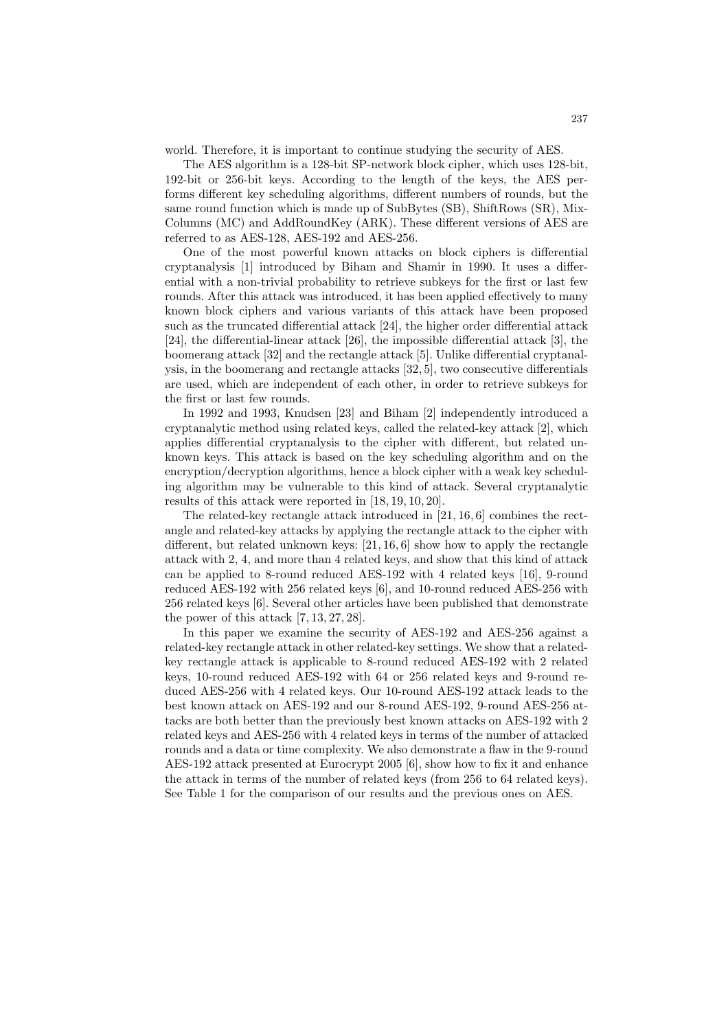world. Therefore, it is important to continue studying the security of AES.

The AES algorithm is a 128-bit SP-network block cipher, which uses 128-bit, 192-bit or 256-bit keys. According to the length of the keys, the AES performs different key scheduling algorithms, different numbers of rounds, but the same round function which is made up of SubBytes (SB), ShiftRows (SR), MixColumns (MC) and AddRoundKey (ARK). These different versions of AES are referred to as AES-128, AES-192 and AES-256.

One of the most powerful known attacks on block ciphers is differential cryptanalysis [1] introduced by Biham and Shamir in 1990. It uses a differential with a non-trivial probability to retrieve subkeys for the first or last few rounds. After this attack was introduced, it has been applied effectively to many known block ciphers and various variants of this attack have been proposed such as the truncated differential attack [24], the higher order differential attack [24], the differential-linear attack [26], the impossible differential attack [3], the boomerang attack [32] and the rectangle attack [5]. Unlike differential cryptanalysis, in the boomerang and rectangle attacks [32, 5], two consecutive differentials are used, which are independent of each other, in order to retrieve subkeys for the first or last few rounds.

In 1992 and 1993, Knudsen [23] and Biham [2] independently introduced a cryptanalytic method using related keys, called the related-key attack [2], which applies differential cryptanalysis to the cipher with different, but related unknown keys. This attack is based on the key scheduling algorithm and on the encryption/decryption algorithms, hence a block cipher with a weak key scheduling algorithm may be vulnerable to this kind of attack. Several cryptanalytic results of this attack were reported in [18, 19, 10, 20].

The related-key rectangle attack introduced in [21, 16, 6] combines the rectangle and related-key attacks by applying the rectangle attack to the cipher with different, but related unknown keys: [21, 16, 6] show how to apply the rectangle attack with 2, 4, and more than 4 related keys, and show that this kind of attack can be applied to 8-round reduced AES-192 with 4 related keys [16], 9-round reduced AES-192 with 256 related keys [6], and 10-round reduced AES-256 with 256 related keys [6]. Several other articles have been published that demonstrate the power of this attack [7, 13, 27, 28].

In this paper we examine the security of AES-192 and AES-256 against a related-key rectangle attack in other related-key settings. We show that a related-key rectangle attack is applicable to 8-round reduced AES-192 with 2 related keys, 10-round reduced AES-192 with 64 or 256 related keys and 9-round reduced AES-256 with 4 related keys. Our 10-round AES-192 attack leads to the best known attack on AES-192 and our 8-round AES-192, 9-round AES-256 attacks are both better than the previously best known attacks on AES-192 with 2 related keys and AES-256 with 4 related keys in terms of the number of attacked rounds and a data or time complexity. We also demonstrate a flaw in the 9-round AES-192 attack presented at Eurocrypt 2005 [6], show how to fix it and enhance the attack in terms of the number of related keys (from 256 to 64 related keys). See Table 1 for the comparison of our results and the previous ones on AES.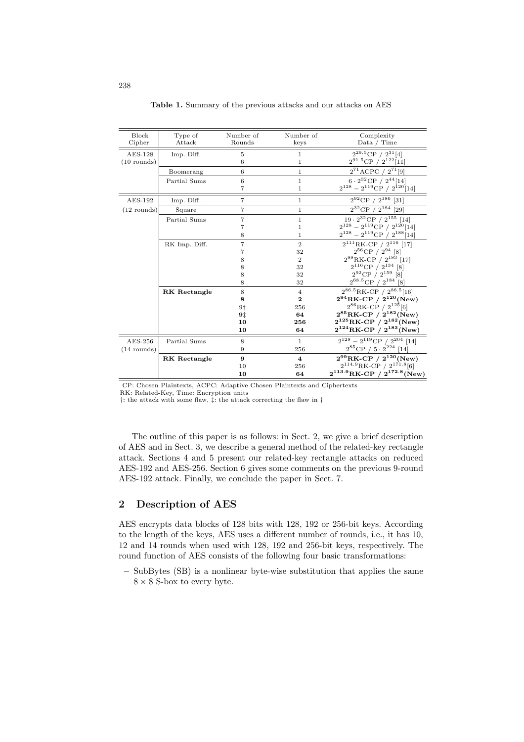**Table 1.** Summary of the previous attacks and our attacks on AES

| Block Cipher | Type of Attack | Number of Rounds | Number of keys | Complexity Data / Time |
|---|---|---|---|---|
| AES-128 (10 rounds) | Imp. Diff. | 5 | 1 | $2^{29.5}$CP / $2^{31}$[4] |
| | | 6 | 1 | $2^{91.5}$CP / $2^{122}$[11] |
| | Boomerang | 6 | 1 | $2^{71}$ACPC / $2^{71}$[9] |
| | Partial Sums | 6 | 1 | $6 \cdot 2^{32}$CP / $2^{44}$[14] |
| | | 7 | 1 | $2^{128} - 2^{119}$CP / $2^{120}$[14] |
| AES-192 (12 rounds) | Imp. Diff. | 7 | 1 | $2^{92}$CP / $2^{186}$ [31] |
| | Square | 7 | 1 | $2^{32}$CP / $2^{184}$ [29] |
| | Partial Sums | 7 | 1 | $19 \cdot 2^{32}$CP / $2^{155}$ [14] |
| | | 7 | 1 | $2^{128} - 2^{119}$CP / $2^{120}$[14] |
| | | 8 | 1 | $2^{128} - 2^{119}$CP / $2^{188}$[14] |
| | RK Imp. Diff. | 7 | 2 | $2^{111}$RK-CP / $2^{116}$ [17] |
| | | 7 | 32 | $2^{56}$CP / $2^{94}$ [8] |
| | | 8 | 2 | $2^{88}$RK-CP / $2^{183}$ [17] |
| | | 8 | 32 | $2^{116}$CP / $2^{134}$ [8] |
| | | 8 | 32 | $2^{92}$CP / $2^{159}$ [8] |
| | | 8 | 32 | $2^{68.5}$CP / $2^{184}$ [8] |
| | **RK Rectangle** | 8 | 4 | $2^{86.5}$RK-CP / $2^{86.5}$[16] |
| | | **8** | **2** | $\mathbf{2^{94}}$**RK-CP /** $\mathbf{2^{120}}$**(New)** |
| | | 9† | 256 | $2^{86}$RK-CP / $2^{125}$[6] |
| | | **9‡** | **64** | $\mathbf{2^{85}}$**RK-CP /** $\mathbf{2^{182}}$**(New)** |
| | | **10** | **256** | $\mathbf{2^{125}}$**RK-CP /** $\mathbf{2^{182}}$**(New)** |
| | | **10** | **64** | $\mathbf{2^{124}}$**RK-CP /** $\mathbf{2^{183}}$**(New)** |
| AES-256 (14 rounds) | Partial Sums | 8 | 1 | $2^{128} - 2^{119}$CP / $2^{204}$ [14] |
| | | 9 | 256 | $2^{85}$CP / $5 \cdot 2^{224}$ [14] |
| | **RK Rectangle** | **9** | **4** | $\mathbf{2^{99}}$**RK-CP /** $\mathbf{2^{120}}$**(New)** |
| | | 10 | 256 | $2^{114.9}$RK-CP / $2^{171.8}$[6] |
| | | **10** | **64** | $\mathbf{2^{113.9}}$**RK-CP /** $\mathbf{2^{172.8}}$**(New)** |

CP: Chosen Plaintexts, ACPC: Adaptive Chosen Plaintexts and Ciphertexts
RK: Related-Key, Time: Encryption units
†: the attack with some flaw, ‡: the attack correcting the flaw in †

The outline of this paper is as follows: in Sect. 2, we give a brief description of AES and in Sect. 3, we describe a general method of the related-key rectangle attack. Sections 4 and 5 present our related-key rectangle attacks on reduced AES-192 and AES-256. Section 6 gives some comments on the previous 9-round AES-192 attack. Finally, we conclude the paper in Sect. 7.

## 2 Description of AES

AES encrypts data blocks of 128 bits with 128, 192 or 256-bit keys. According to the length of the keys, AES uses a different number of rounds, i.e., it has 10, 12 and 14 rounds when used with 128, 192 and 256-bit keys, respectively. The round function of AES consists of the following four basic transformations:

– SubBytes (SB) is a nonlinear byte-wise substitution that applies the same $8 \times 8$ S-box to every byte.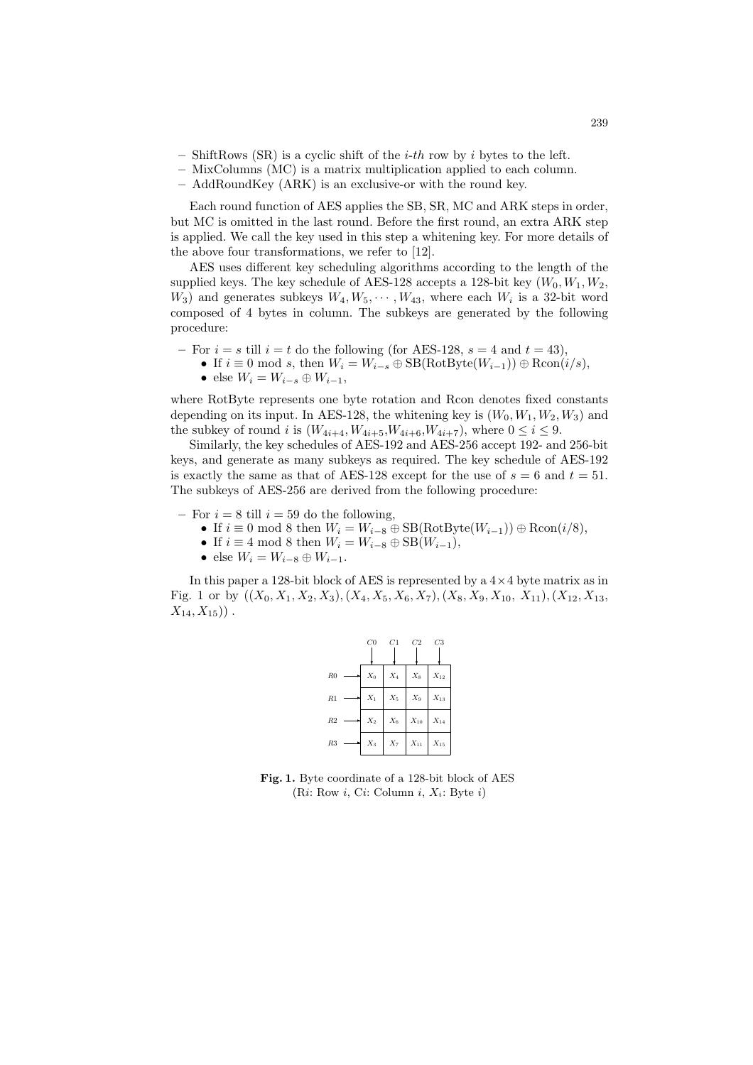– ShiftRows (SR) is a cyclic shift of the *i-th* row by $i$ bytes to the left.
– MixColumns (MC) is a matrix multiplication applied to each column.
– AddRoundKey (ARK) is an exclusive-or with the round key.

Each round function of AES applies the SB, SR, MC and ARK steps in order, but MC is omitted in the last round. Before the first round, an extra ARK step is applied. We call the key used in this step a whitening key. For more details of the above four transformations, we refer to [12].

AES uses different key scheduling algorithms according to the length of the supplied keys. The key schedule of AES-128 accepts a 128-bit key ($W_0, W_1, W_2, W_3$) and generates subkeys $W_4, W_5, \cdots, W_{43}$, where each $W_i$ is a 32-bit word composed of 4 bytes in column. The subkeys are generated by the following procedure:

– For $i = s$ till $i = t$ do the following (for AES-128, $s = 4$ and $t = 43$),
  - If $i \equiv 0 \bmod s$, then $W_i = W_{i-s} \oplus \text{SB}(\text{RotByte}(W_{i-1})) \oplus \text{Rcon}(i/s)$,
  - else $W_i = W_{i-s} \oplus W_{i-1}$,

where RotByte represents one byte rotation and Rcon denotes fixed constants depending on its input. In AES-128, the whitening key is $(W_0, W_1, W_2, W_3)$ and the subkey of round $i$ is $(W_{4i+4}, W_{4i+5}, W_{4i+6}, W_{4i+7})$, where $0 \leq i \leq 9$.

Similarly, the key schedules of AES-192 and AES-256 accept 192- and 256-bit keys, and generate as many subkeys as required. The key schedule of AES-192 is exactly the same as that of AES-128 except for the use of $s = 6$ and $t = 51$. The subkeys of AES-256 are derived from the following procedure:

– For $i = 8$ till $i = 59$ do the following,
  - If $i \equiv 0 \bmod 8$ then $W_i = W_{i-8} \oplus \text{SB}(\text{RotByte}(W_{i-1})) \oplus \text{Rcon}(i/8)$,
  - If $i \equiv 4 \bmod 8$ then $W_i = W_{i-8} \oplus \text{SB}(W_{i-1})$,
  - else $W_i = W_{i-8} \oplus W_{i-1}$.

In this paper a 128-bit block of AES is represented by a $4 \times 4$ byte matrix as in Fig. 1 or by $((X_0, X_1, X_2, X_3), (X_4, X_5, X_6, X_7), (X_8, X_9, X_{10}, X_{11}), (X_{12}, X_{13}, X_{14}, X_{15}))$ .

| | C0 | C1 | C2 | C3 |
|---|---|---|---|---|
| R0 | $X_0$ | $X_4$ | $X_8$ | $X_{12}$ |
| R1 | $X_1$ | $X_5$ | $X_9$ | $X_{13}$ |
| R2 | $X_2$ | $X_6$ | $X_{10}$ | $X_{14}$ |
| R3 | $X_3$ | $X_7$ | $X_{11}$ | $X_{15}$ |

**Fig. 1.** Byte coordinate of a 128-bit block of AES (R$i$: Row $i$, C$i$: Column $i$, $X_i$: Byte $i$)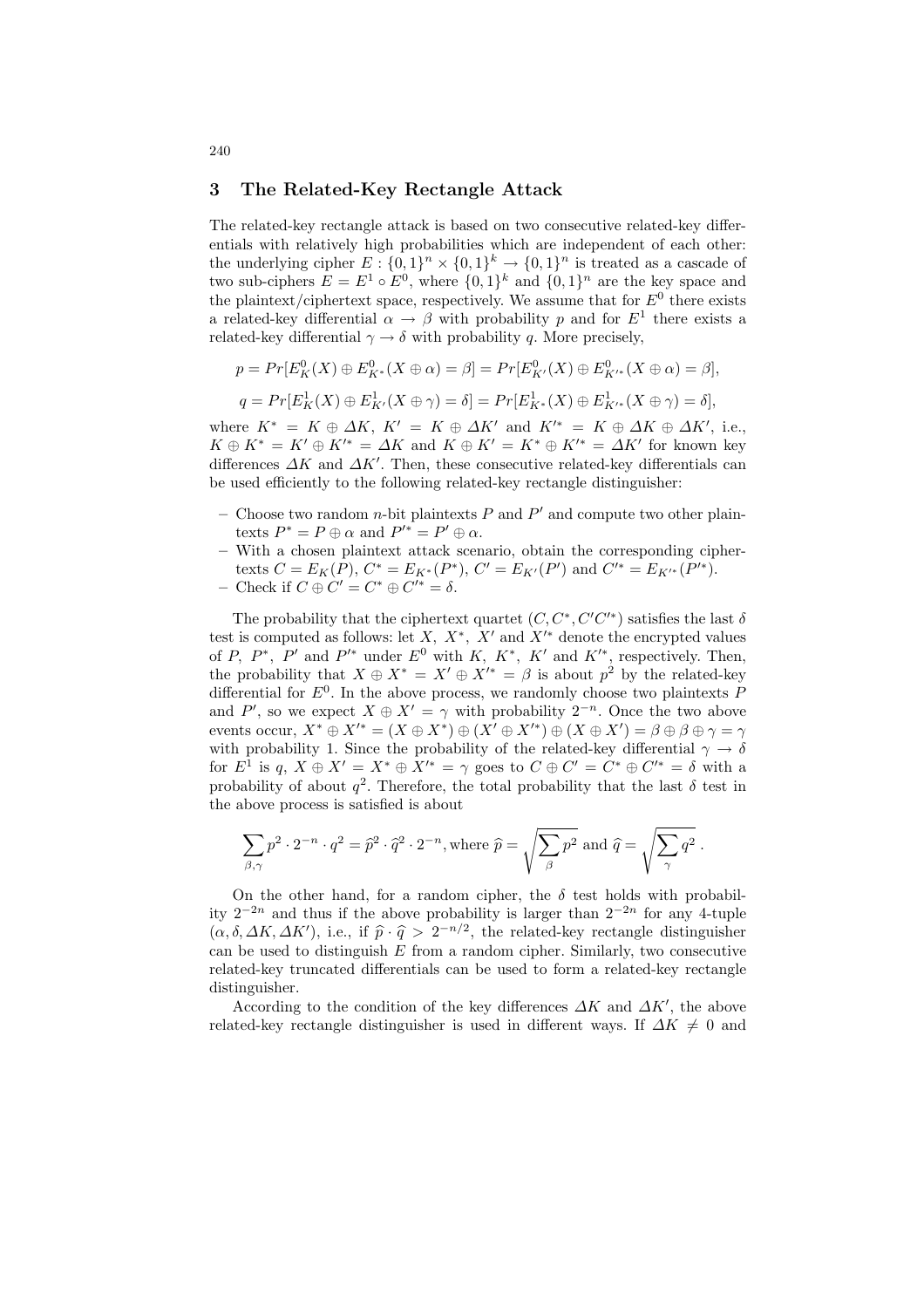## 3 The Related-Key Rectangle Attack

The related-key rectangle attack is based on two consecutive related-key differentials with relatively high probabilities which are independent of each other: the underlying cipher $E : \{0,1\}^n \times \{0,1\}^k \rightarrow \{0,1\}^n$ is treated as a cascade of two sub-ciphers $E = E^1 \circ E^0$, where $\{0,1\}^k$ and $\{0,1\}^n$ are the key space and the plaintext/ciphertext space, respectively. We assume that for $E^0$ there exists a related-key differential $\alpha \rightarrow \beta$ with probability $p$ and for $E^1$ there exists a related-key differential $\gamma \rightarrow \delta$ with probability $q$. More precisely,

$$p = Pr[E^0_K(X) \oplus E^0_{K^*}(X \oplus \alpha) = \beta] = Pr[E^0_{K'}(X) \oplus E^0_{K'^*}(X \oplus \alpha) = \beta],$$

$$q = Pr[E^1_K(X) \oplus E^1_{K'}(X \oplus \gamma) = \delta] = Pr[E^1_{K^*}(X) \oplus E^1_{K'^*}(X \oplus \gamma) = \delta],$$

where $K^* = K \oplus \Delta K$, $K' = K \oplus \Delta K'$ and $K'^* = K \oplus \Delta K \oplus \Delta K'$, i.e., $K \oplus K^* = K' \oplus K'^* = \Delta K$ and $K \oplus K' = K^* \oplus K'^* = \Delta K'$ for known key differences $\Delta K$ and $\Delta K'$. Then, these consecutive related-key differentials can be used efficiently to the following related-key rectangle distinguisher:

- Choose two random $n$-bit plaintexts $P$ and $P'$ and compute two other plaintexts $P^* = P \oplus \alpha$ and $P'^* = P' \oplus \alpha$.
- With a chosen plaintext attack scenario, obtain the corresponding ciphertexts $C = E_K(P)$, $C^* = E_{K^*}(P^*)$, $C' = E_{K'}(P')$ and $C'^* = E_{K'^*}(P'^*)$.
- Check if $C \oplus C' = C^* \oplus C'^* = \delta$.

The probability that the ciphertext quartet $(C, C^*, C'C'^*)$ satisfies the last $\delta$ test is computed as follows: let $X$, $X^*$, $X'$ and $X'^*$ denote the encrypted values of $P$, $P^*$, $P'$ and $P'^*$ under $E^0$ with $K$, $K^*$, $K'$ and $K'^*$, respectively. Then, the probability that $X \oplus X^* = X' \oplus X'^* = \beta$ is about $p^2$ by the related-key differential for $E^0$. In the above process, we randomly choose two plaintexts $P$ and $P'$, so we expect $X \oplus X' = \gamma$ with probability $2^{-n}$. Once the two above events occur, $X^* \oplus X'^* = (X \oplus X^*) \oplus (X' \oplus X'^*) \oplus (X \oplus X') = \beta \oplus \beta \oplus \gamma = \gamma$ with probability 1. Since the probability of the related-key differential $\gamma \rightarrow \delta$ for $E^1$ is $q$, $X \oplus X' = X^* \oplus X'^* = \gamma$ goes to $C \oplus C' = C^* \oplus C'^* = \delta$ with a probability of about $q^2$. Therefore, the total probability that the last $\delta$ test in the above process is satisfied is about

$$\sum_{\beta,\gamma} p^2 \cdot 2^{-n} \cdot q^2 = \widehat{p}^2 \cdot \widehat{q}^2 \cdot 2^{-n}, \text{where } \widehat{p} = \sqrt{\sum_{\beta} p^2} \text{ and } \widehat{q} = \sqrt{\sum_{\gamma} q^2}\,.$$

On the other hand, for a random cipher, the $\delta$ test holds with probability $2^{-2n}$ and thus if the above probability is larger than $2^{-2n}$ for any 4-tuple $(\alpha, \delta, \Delta K, \Delta K')$, i.e., if $\widehat{p} \cdot \widehat{q} > 2^{-n/2}$, the related-key rectangle distinguisher can be used to distinguish $E$ from a random cipher. Similarly, two consecutive related-key truncated differentials can be used to form a related-key rectangle distinguisher.

According to the condition of the key differences $\Delta K$ and $\Delta K'$, the above related-key rectangle distinguisher is used in different ways. If $\Delta K \neq 0$ and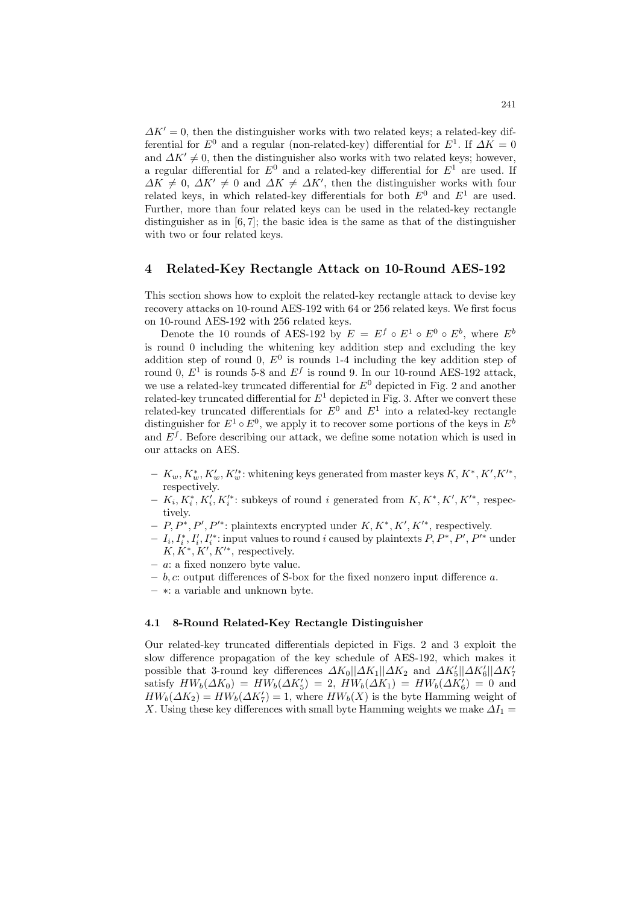$\Delta K' = 0$, then the distinguisher works with two related keys; a related-key differential for $E^0$ and a regular (non-related-key) differential for $E^1$. If $\Delta K = 0$ and $\Delta K' \neq 0$, then the distinguisher also works with two related keys; however, a regular differential for $E^0$ and a related-key differential for $E^1$ are used. If $\Delta K \neq 0$, $\Delta K' \neq 0$ and $\Delta K \neq \Delta K'$, then the distinguisher works with four related keys, in which related-key differentials for both $E^0$ and $E^1$ are used. Further, more than four related keys can be used in the related-key rectangle distinguisher as in [6, 7]; the basic idea is the same as that of the distinguisher with two or four related keys.

## 4 Related-Key Rectangle Attack on 10-Round AES-192

This section shows how to exploit the related-key rectangle attack to devise key recovery attacks on 10-round AES-192 with 64 or 256 related keys. We first focus on 10-round AES-192 with 256 related keys.

Denote the 10 rounds of AES-192 by $E = E^f \circ E^1 \circ E^0 \circ E^b$, where $E^b$ is round 0 including the whitening key addition step and excluding the key addition step of round 0, $E^0$ is rounds 1-4 including the key addition step of round 0, $E^1$ is rounds 5-8 and $E^f$ is round 9. In our 10-round AES-192 attack, we use a related-key truncated differential for $E^0$ depicted in Fig. 2 and another related-key truncated differential for $E^1$ depicted in Fig. 3. After we convert these related-key truncated differentials for $E^0$ and $E^1$ into a related-key rectangle distinguisher for $E^1 \circ E^0$, we apply it to recover some portions of the keys in $E^b$ and $E^f$. Before describing our attack, we define some notation which is used in our attacks on AES.

- $K_w, K_w^*, K_w', K_w'^*$: whitening keys generated from master keys $K, K^*, K', K'^*$, respectively.
- $K_i, K_i^*, K_i', K_i'^*$: subkeys of round $i$ generated from $K, K^*, K', K'^*$, respectively.
- $P, P^*, P', P'^*$: plaintexts encrypted under $K, K^*, K', K'^*$, respectively.
- $I_i, I_i^*, I_i', I_i'^*$: input values to round $i$ caused by plaintexts $P, P^*, P', P'^*$ under $K, K^*, K', K'^*$, respectively.
- $a$: a fixed nonzero byte value.
- $b, c$: output differences of S-box for the fixed nonzero input difference $a$.
- $*$: a variable and unknown byte.

### 4.1 8-Round Related-Key Rectangle Distinguisher

Our related-key truncated differentials depicted in Figs. 2 and 3 exploit the slow difference propagation of the key schedule of AES-192, which makes it possible that 3-round key differences $\Delta K_0||\Delta K_1||\Delta K_2$ and $\Delta K_5'||\Delta K_6'||\Delta K_7'$ satisfy $HW_b(\Delta K_0) = HW_b(\Delta K_5') = 2$, $HW_b(\Delta K_1) = HW_b(\Delta K_6') = 0$ and $HW_b(\Delta K_2) = HW_b(\Delta K_7') = 1$, where $HW_b(X)$ is the byte Hamming weight of $X$. Using these key differences with small byte Hamming weights we make $\Delta I_1 =$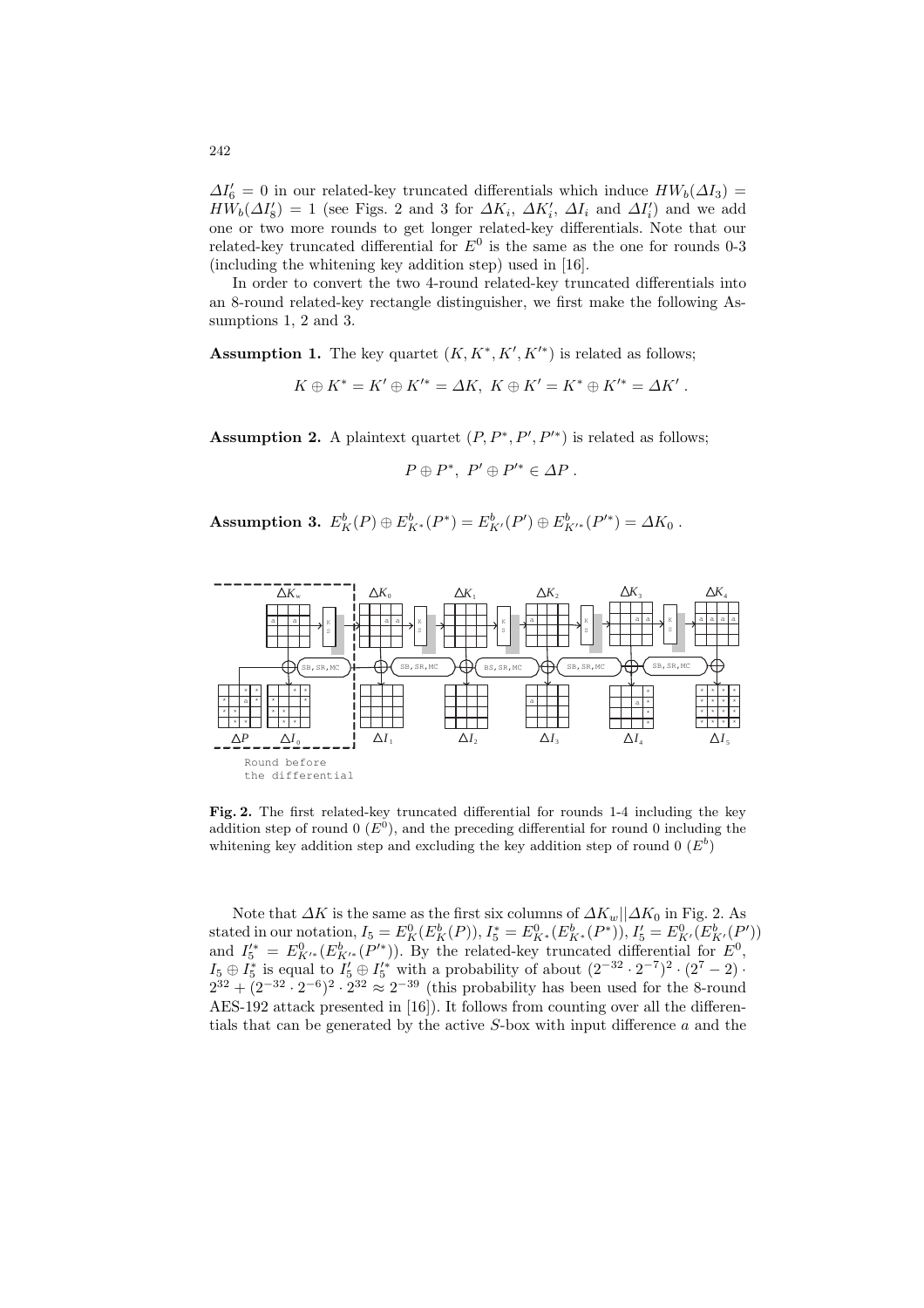$\Delta I'_6 = 0$ in our related-key truncated differentials which induce $HW_b(\Delta I_3) = HW_b(\Delta I'_8) = 1$ (see Figs. 2 and 3 for $\Delta K_i$, $\Delta K'_i$, $\Delta I_i$ and $\Delta I'_i$) and we add one or two more rounds to get longer related-key differentials. Note that our related-key truncated differential for $E^0$ is the same as the one for rounds 0-3 (including the whitening key addition step) used in [16].

In order to convert the two 4-round related-key truncated differentials into an 8-round related-key rectangle distinguisher, we first make the following Assumptions 1, 2 and 3.

**Assumption 1.** The key quartet $(K, K^*, K', K'^*)$ is related as follows;

$$K \oplus K^* = K' \oplus K'^* = \Delta K,\ K \oplus K' = K^* \oplus K'^* = \Delta K' .$$

**Assumption 2.** A plaintext quartet $(P, P^*, P', P'^*)$ is related as follows;

$$P \oplus P^*,\ P' \oplus P'^* \in \Delta P .$$

**Assumption 3.** $E^b_K(P) \oplus E^b_{K^*}(P^*) = E^b_{K'}(P') \oplus E^b_{K'^*}(P'^*) = \Delta K_0$ .

**Fig. 2.** The first related-key truncated differential for rounds 1-4 including the key addition step of round 0 ($E^0$), and the preceding differential for round 0 including the whitening key addition step and excluding the key addition step of round 0 ($E^b$)

Note that $\Delta K$ is the same as the first six columns of $\Delta K_w || \Delta K_0$ in Fig. 2. As stated in our notation, $I_5 = E^0_K(E^b_K(P))$, $I^*_5 = E^0_{K^*}(E^b_{K^*}(P^*))$, $I'_5 = E^0_{K'}(E^b_{K'}(P'))$ and $I'^*_5 = E^0_{K'^*}(E^b_{K'^*}(P'^*))$. By the related-key truncated differential for $E^0$, $I_5 \oplus I^*_5$ is equal to $I'_5 \oplus I'^*_5$ with a probability of about $(2^{-32} \cdot 2^{-7})^2 \cdot (2^7 - 2) \cdot 2^{32} + (2^{-32} \cdot 2^{-6})^2 \cdot 2^{32} \approx 2^{-39}$ (this probability has been used for the 8-round AES-192 attack presented in [16]). It follows from counting over all the differentials that can be generated by the active $S$-box with input difference $a$ and the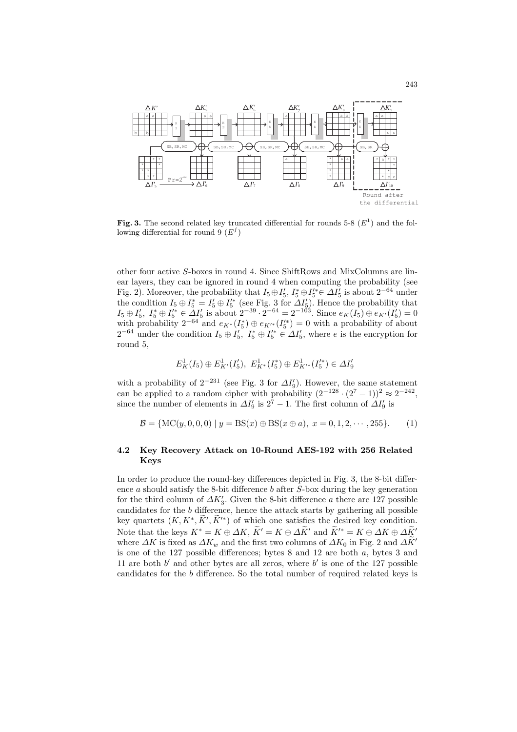**Fig. 3.** The second related key truncated differential for rounds 5-8 ($E^1$) and the following differential for round 9 ($E^f$)

other four active $S$-boxes in round 4. Since ShiftRows and MixColumns are linear layers, they can be ignored in round 4 when computing the probability (see Fig. 2). Moreover, the probability that $I_5 \oplus I_5'$, $I_5^* \oplus I_5'^* \in \Delta I_5'$ is about $2^{-64}$ under the condition $I_5 \oplus I_5^* = I_5' \oplus I_5'^*$ (see Fig. 3 for $\Delta I_5'$). Hence the probability that $I_5 \oplus I_5'$, $I_5^* \oplus I_5'^* \in \Delta I_5'$ is about $2^{-39} \cdot 2^{-64} = 2^{-103}$. Since $e_K(I_5) \oplus e_{K'}(I_5') = 0$ with probability $2^{-64}$ and $e_{K^*}(I_5^*) \oplus e_{K'^*}(I_5'^*) = 0$ with a probability of about $2^{-64}$ under the condition $I_5 \oplus I_5'$, $I_5^* \oplus I_5'^* \in \Delta I_5'$, where $e$ is the encryption for round 5,

$$E_K^1(I_5) \oplus E_{K'}^1(I_5'),\ E_{K^*}^1(I_5^*) \oplus E_{K'^*}^1(I_5'^*) \in \Delta I_9'$$

with a probability of $2^{-231}$ (see Fig. 3 for $\Delta I_9'$). However, the same statement can be applied to a random cipher with probability $(2^{-128} \cdot (2^7 - 1))^2 \approx 2^{-242}$, since the number of elements in $\Delta I_9'$ is $2^7 - 1$. The first column of $\Delta I_9'$ is

$$\mathcal{B} = \{\mathrm{MC}(y, 0, 0, 0) \mid y = \mathrm{BS}(x) \oplus \mathrm{BS}(x \oplus a),\ x = 0, 1, 2, \cdots, 255\}. \qquad (1)$$

### 4.2 Key Recovery Attack on 10-Round AES-192 with 256 Related Keys

In order to produce the round-key differences depicted in Fig. 3, the 8-bit difference $a$ should satisfy the 8-bit difference $b$ after $S$-box during the key generation for the third column of $\Delta K_3'$. Given the 8-bit difference $a$ there are 127 possible candidates for the $b$ difference, hence the attack starts by gathering all possible key quartets $(K, K^*, \widetilde{K}', \widetilde{K}'^*)$ of which one satisfies the desired key condition. Note that the keys $K^* = K \oplus \Delta K$, $\widetilde{K}' = K \oplus \Delta \widetilde{K}'$ and $\widetilde{K}'^* = K \oplus \Delta K \oplus \Delta \widetilde{K}'$ where $\Delta K$ is fixed as $\Delta K_w$ and the first two columns of $\Delta K_0$ in Fig. 2 and $\Delta \widetilde{K}'$ is one of the 127 possible differences; bytes 8 and 12 are both $a$, bytes 3 and 11 are both $b'$ and other bytes are all zeros, where $b'$ is one of the 127 possible candidates for the $b$ difference. So the total number of required related keys is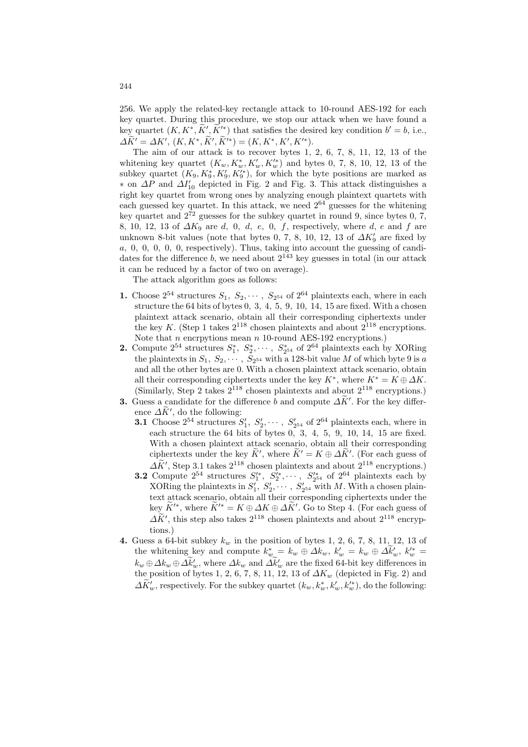256. We apply the related-key rectangle attack to 10-round AES-192 for each key quartet. During this procedure, we stop our attack when we have found a key quartet $(K, K^*, \widetilde{K}', \widetilde{K}'^*)$ that satisfies the desired key condition $b' = b$, i.e., $\Delta\widetilde{K}' = \Delta K'$, $(K, K^*, \widetilde{K}', \widetilde{K}'^*) = (K, K^*, K', K'^*)$.

The aim of our attack is to recover bytes 1, 2, 6, 7, 8, 11, 12, 13 of the whitening key quartet $(K_w, K_w^*, K_w', K_w'^*)$ and bytes 0, 7, 8, 10, 12, 13 of the subkey quartet $(K_9, K_9^*, K_9', K_9'^*)$, for which the byte positions are marked as $*$ on $\Delta P$ and $\Delta I_{10}'$ depicted in Fig. 2 and Fig. 3. This attack distinguishes a right key quartet from wrong ones by analyzing enough plaintext quartets with each guessed key quartet. In this attack, we need $2^{64}$ guesses for the whitening key quartet and $2^{72}$ guesses for the subkey quartet in round 9, since bytes 0, 7, 8, 10, 12, 13 of $\Delta K_9$ are $d$, 0, $d$, $e$, 0, $f$, respectively, where $d$, $e$ and $f$ are unknown 8-bit values (note that bytes 0, 7, 8, 10, 12, 13 of $\Delta K_9'$ are fixed by $a$, 0, 0, 0, 0, 0, respectively). Thus, taking into account the guessing of candidates for the difference $b$, we need about $2^{143}$ key guesses in total (in our attack it can be reduced by a factor of two on average).

The attack algorithm goes as follows:

**1.** Choose $2^{54}$ structures $S_1, S_2, \cdots, S_{2^{54}}$ of $2^{64}$ plaintexts each, where in each structure the 64 bits of bytes 0, 3, 4, 5, 9, 10, 14, 15 are fixed. With a chosen plaintext attack scenario, obtain all their corresponding ciphertexts under the key $K$. (Step 1 takes $2^{118}$ chosen plaintexts and about $2^{118}$ encryptions. Note that $n$ encrpytions mean $n$ 10-round AES-192 encryptions.)

**2.** Compute $2^{54}$ structures $S_1^*, S_2^*, \cdots, S_{2^{54}}^*$ of $2^{64}$ plaintexts each by XORing the plaintexts in $S_1, S_2, \cdots, S_{2^{54}}$ with a 128-bit value $M$ of which byte 9 is $a$ and all the other bytes are 0. With a chosen plaintext attack scenario, obtain all their corresponding ciphertexts under the key $K^*$, where $K^* = K \oplus \Delta K$. (Similarly, Step 2 takes $2^{118}$ chosen plaintexts and about $2^{118}$ encryptions.)

**3.** Guess a candidate for the difference $b$ and compute $\Delta\widetilde{K}'$. For the key difference $\Delta\widetilde{K}'$, do the following:

**3.1** Choose $2^{54}$ structures $S_1', S_2', \cdots, S_{2^{54}}'$ of $2^{64}$ plaintexts each, where in each structure the 64 bits of bytes 0, 3, 4, 5, 9, 10, 14, 15 are fixed. With a chosen plaintext attack scenario, obtain all their corresponding ciphertexts under the key $\widetilde{K}'$, where $\widetilde{K}' = K \oplus \Delta\widetilde{K}'$. (For each guess of $\Delta\widetilde{K}'$, Step 3.1 takes $2^{118}$ chosen plaintexts and about $2^{118}$ encryptions.)

**3.2** Compute $2^{54}$ structures $S_1'^*, S_2'^*, \cdots, S_{2^{54}}'^*$ of $2^{64}$ plaintexts each by XORing the plaintexts in $S_1', S_2', \cdots, S_{2^{54}}'$ with $M$. With a chosen plaintext attack scenario, obtain all their corresponding ciphertexts under the key $\widetilde{K}'^*$, where $\widetilde{K}'^* = K \oplus \Delta K \oplus \Delta\widetilde{K}'$. Go to Step 4. (For each guess of $\Delta\widetilde{K}'$, this step also takes $2^{118}$ chosen plaintexts and about $2^{118}$ encryptions.)

**4.** Guess a 64-bit subkey $k_w$ in the position of bytes 1, 2, 6, 7, 8, 11, 12, 13 of the whitening key and compute $k_w^* = k_w \oplus \Delta k_w$, $k_w' = k_w \oplus \Delta\widetilde{k}_w'$, $k_w'^* = k_w \oplus \Delta k_w \oplus \Delta\widetilde{k}_w'$, where $\Delta k_w$ and $\Delta\widetilde{k}_w'$ are the fixed 64-bit key differences in the position of bytes 1, 2, 6, 7, 8, 11, 12, 13 of $\Delta K_w$ (depicted in Fig. 2) and $\Delta\widetilde{K}_w'$, respectively. For the subkey quartet $(k_w, k_w^*, k_w', k_w'^*)$, do the following: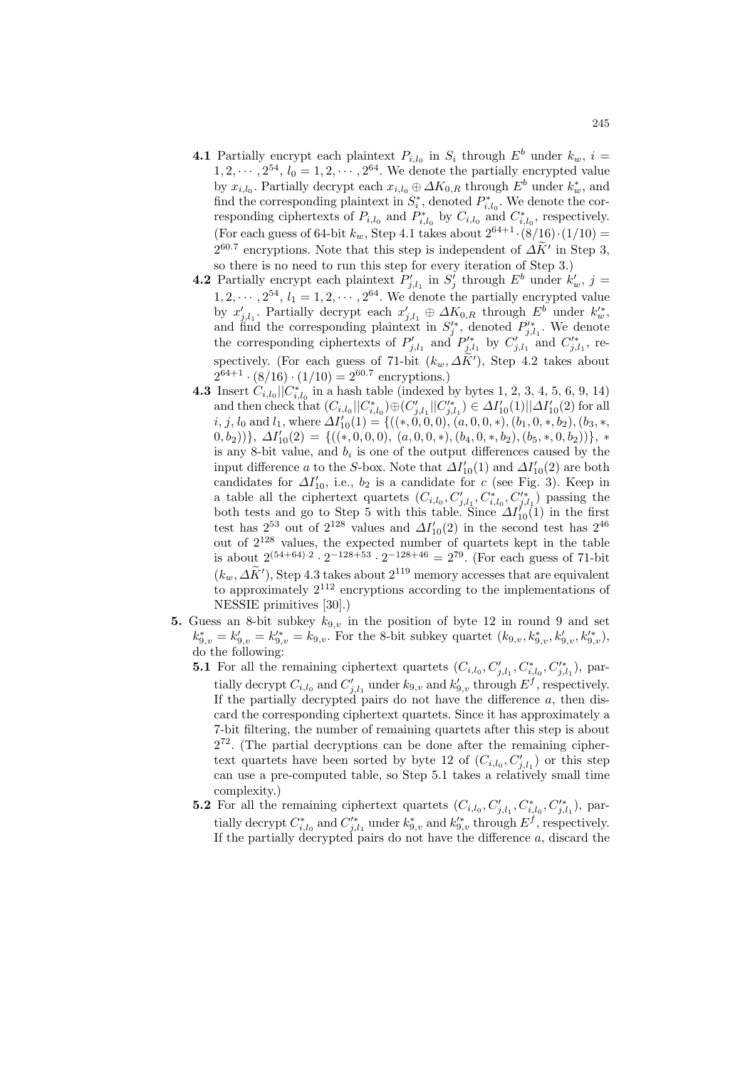**4.1** Partially encrypt each plaintext $P_{i,l_0}$ in $S_i$ through $E^b$ under $k_w$, $i = 1, 2, \cdots, 2^{54}$, $l_0 = 1, 2, \cdots, 2^{64}$. We denote the partially encrypted value by $x_{i,l_0}$. Partially decrypt each $x_{i,l_0} \oplus \Delta K_{0,R}$ through $E^b$ under $k_w^*$, and find the corresponding plaintext in $S_i^*$, denoted $P_{i,l_0}^*$. We denote the corresponding ciphertexts of $P_{i,l_0}$ and $P_{i,l_0}^*$ by $C_{i,l_0}$ and $C_{i,l_0}^*$, respectively. (For each guess of 64-bit $k_w$, Step 4.1 takes about $2^{64+1} \cdot (8/16) \cdot (1/10) = 2^{60.7}$ encryptions. Note that this step is independent of $\Delta \widetilde{K}'$ in Step 3, so there is no need to run this step for every iteration of Step 3.)

**4.2** Partially encrypt each plaintext $P'_{j,l_1}$ in $S'_j$ through $E^b$ under $k'_w$, $j = 1, 2, \cdots, 2^{54}$, $l_1 = 1, 2, \cdots, 2^{64}$. We denote the partially encrypted value by $x'_{j,l_1}$. Partially decrypt each $x'_{j,l_1} \oplus \Delta K_{0,R}$ through $E^b$ under $k'^*_w$, and find the corresponding plaintext in $S'^*_j$, denoted $P'^*_{j,l_1}$. We denote the corresponding ciphertexts of $P'_{j,l_1}$ and $P'^*_{j,l_1}$ by $C'_{j,l_1}$ and $C'^*_{j,l_1}$, respectively. (For each guess of 71-bit $(k_w, \Delta \widetilde{K}')$, Step 4.2 takes about $2^{64+1} \cdot (8/16) \cdot (1/10) = 2^{60.7}$ encryptions.)

**4.3** Insert $C_{i,l_0} || C_{i,l_0}^*$ in a hash table (indexed by bytes 1, 2, 3, 4, 5, 6, 9, 14) and then check that $(C_{i,l_0} || C_{i,l_0}^*) \oplus (C'_{j,l_1} || C'^*_{j,l_1}) \in \Delta I'_{10}(1) || \Delta I'_{10}(2)$ for all $i$, $j$, $l_0$ and $l_1$, where $\Delta I'_{10}(1) = \{((*, 0, 0, 0), (a, 0, 0, *), (b_1, 0, *, b_2), (b_3, *, 0, b_2))\}$, $\Delta I'_{10}(2) = \{((*, 0, 0, 0), (a, 0, 0, *), (b_4, 0, *, b_2), (b_5, *, 0, b_2))\}$, $*$ is any 8-bit value, and $b_i$ is one of the output differences caused by the input difference $a$ to the $S$-box. Note that $\Delta I'_{10}(1)$ and $\Delta I'_{10}(2)$ are both candidates for $\Delta I'_{10}$, i.e., $b_2$ is a candidate for $c$ (see Fig. 3). Keep in a table all the ciphertext quartets $(C_{i,l_0}, C'_{j,l_1}, C_{i,l_0}^*, C'^*_{j,l_1})$ passing the both tests and go to Step 5 with this table. Since $\Delta I'_{10}(1)$ in the first test has $2^{53}$ out of $2^{128}$ values and $\Delta I'_{10}(2)$ in the second test has $2^{46}$ out of $2^{128}$ values, the expected number of quartets kept in the table is about $2^{(54+64)\cdot 2} \cdot 2^{-128+53} \cdot 2^{-128+46} = 2^{79}$. (For each guess of 71-bit $(k_w, \Delta \widetilde{K}')$, Step 4.3 takes about $2^{119}$ memory accesses that are equivalent to approximately $2^{112}$ encryptions according to the implementations of NESSIE primitives [30].)

**5.** Guess an 8-bit subkey $k_{9,v}$ in the position of byte 12 in round 9 and set $k_{9,v}^* = k'_{9,v} = k'^*_{9,v} = k_{9,v}$. For the 8-bit subkey quartet $(k_{9,v}, k_{9,v}^*, k'_{9,v}, k'^*_{9,v})$, do the following:

**5.1** For all the remaining ciphertext quartets $(C_{i,l_0}, C'_{j,l_1}, C_{i,l_0}^*, C'^*_{j,l_1})$, partially decrypt $C_{i,l_0}$ and $C'_{j,l_1}$ under $k_{9,v}$ and $k'_{9,v}$ through $E^f$, respectively. If the partially decrypted pairs do not have the difference $a$, then discard the corresponding ciphertext quartets. Since it has approximately a 7-bit filtering, the number of remaining quartets after this step is about $2^{72}$. (The partial decryptions can be done after the remaining ciphertext quartets have been sorted by byte 12 of $(C_{i,l_0}, C'_{j,l_1})$ or this step can use a pre-computed table, so Step 5.1 takes a relatively small time complexity.)

**5.2** For all the remaining ciphertext quartets $(C_{i,l_0}, C'_{j,l_1}, C_{i,l_0}^*, C'^*_{j,l_1})$, partially decrypt $C_{i,l_0}^*$ and $C'^*_{j,l_1}$ under $k_{9,v}^*$ and $k'^*_{9,v}$ through $E^f$, respectively. If the partially decrypted pairs do not have the difference $a$, discard the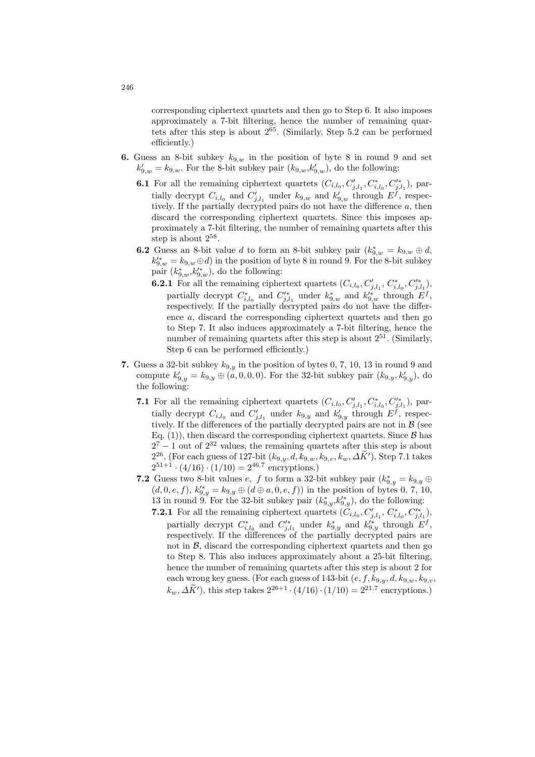corresponding ciphertext quartets and then go to Step 6. It also imposes approximately a 7-bit filtering, hence the number of remaining quartets after this step is about $2^{65}$. (Similarly, Step 5.2 can be performed efficiently.)

**6.** Guess an 8-bit subkey $k_{9,w}$ in the position of byte 8 in round 9 and set $k'_{9,w} = k_{9,w}$. For the 8-bit subkey pair $(k_{9,w}, k'_{9,w})$, do the following:

**6.1** For all the remaining ciphertext quartets $(C_{i,l_0}, C'_{j,l_1}, C^*_{i,l_0}, C'^*_{j,l_1})$, partially decrypt $C_{i,l_0}$ and $C'_{j,l_1}$ under $k_{9,w}$ and $k'_{9,w}$ through $E^f$, respectively. If the partially decrypted pairs do not have the difference $a$, then discard the corresponding ciphertext quartets. Since this imposes approximately a 7-bit filtering, the number of remaining quartets after this step is about $2^{58}$.

**6.2** Guess an 8-bit value $d$ to form an 8-bit subkey pair $(k^*_{9,w} = k_{9,w} \oplus d$, $k'^*_{9,w} = k_{9,w} \oplus d)$ in the position of byte 8 in round 9. For the 8-bit subkey pair $(k^*_{9,w}, k'^*_{9,w})$, do the following:

**6.2.1** For all the remaining ciphertext quartets $(C_{i,l_0}, C'_{j,l_1}, C^*_{i,l_0}, C'^*_{j,l_1})$, partially decrypt $C^*_{i,l_0}$ and $C'^*_{j,l_1}$ under $k^*_{9,w}$ and $k'^*_{9,w}$ through $E^f$, respectively. If the partially decrypted pairs do not have the difference $a$, discard the corresponding ciphertext quartets and then go to Step 7. It also induces approximately a 7-bit filtering, hence the number of remaining quartets after this step is about $2^{51}$. (Similarly, Step 6 can be performed efficiently.)

**7.** Guess a 32-bit subkey $k_{9,y}$ in the position of bytes 0, 7, 10, 13 in round 9 and compute $k'_{9,y} = k_{9,y} \oplus (a, 0, 0, 0)$. For the 32-bit subkey pair $(k_{9,y}, k'_{9,y})$, do the following:

**7.1** For all the remaining ciphertext quartets $(C_{i,l_0}, C'_{j,l_1}, C^*_{i,l_0}, C'^*_{j,l_1})$, partially decrypt $C_{i,l_0}$ and $C'_{j,l_1}$ under $k_{9,y}$ and $k'_{9,y}$ through $E^f$, respectively. If the differences of the partially decrypted pairs are not in $\mathcal{B}$ (see Eq. (1)), then discard the corresponding ciphertext quartets. Since $\mathcal{B}$ has $2^7 - 1$ out of $2^{32}$ values, the remaining quartets after this step is about $2^{26}$. (For each guess of 127-bit $(k_{9,y}, d, k_{9,w}, k_{9,v}, k_w, \Delta\widetilde{K}')$, Step 7.1 takes $2^{51+1} \cdot (4/16) \cdot (1/10) = 2^{46.7}$ encryptions.)

**7.2** Guess two 8-bit values $e$, $f$ to form a 32-bit subkey pair $(k^*_{9,y} = k_{9,y} \oplus (d, 0, e, f)$, $k'^*_{9,y} = k_{9,y} \oplus (d \oplus a, 0, e, f))$ in the position of bytes 0, 7, 10, 13 in round 9. For the 32-bit subkey pair $(k^*_{9,y}, k'^*_{9,y})$, do the following:

**7.2.1** For all the remaining ciphertext quartets $(C_{i,l_0}, C'_{j,l_1}, C^*_{i,l_0}, C'^*_{j,l_1})$, partially decrypt $C^*_{i,l_0}$ and $C'^*_{j,l_1}$ under $k^*_{9,y}$ and $k'^*_{9,y}$ through $E^f$, respectively. If the differences of the partially decrypted pairs are not in $\mathcal{B}$, discard the corresponding ciphertext quartets and then go to Step 8. This also induces approximately about a 25-bit filtering, hence the number of remaining quartets after this step is about 2 for each wrong key guess. (For each guess of 143-bit $(e, f, k_{9,y}, d, k_{9,w}, k_{9,v}, k_w, \Delta\widetilde{K}')$, this step takes $2^{26+1} \cdot (4/16) \cdot (1/10) = 2^{21.7}$ encryptions.)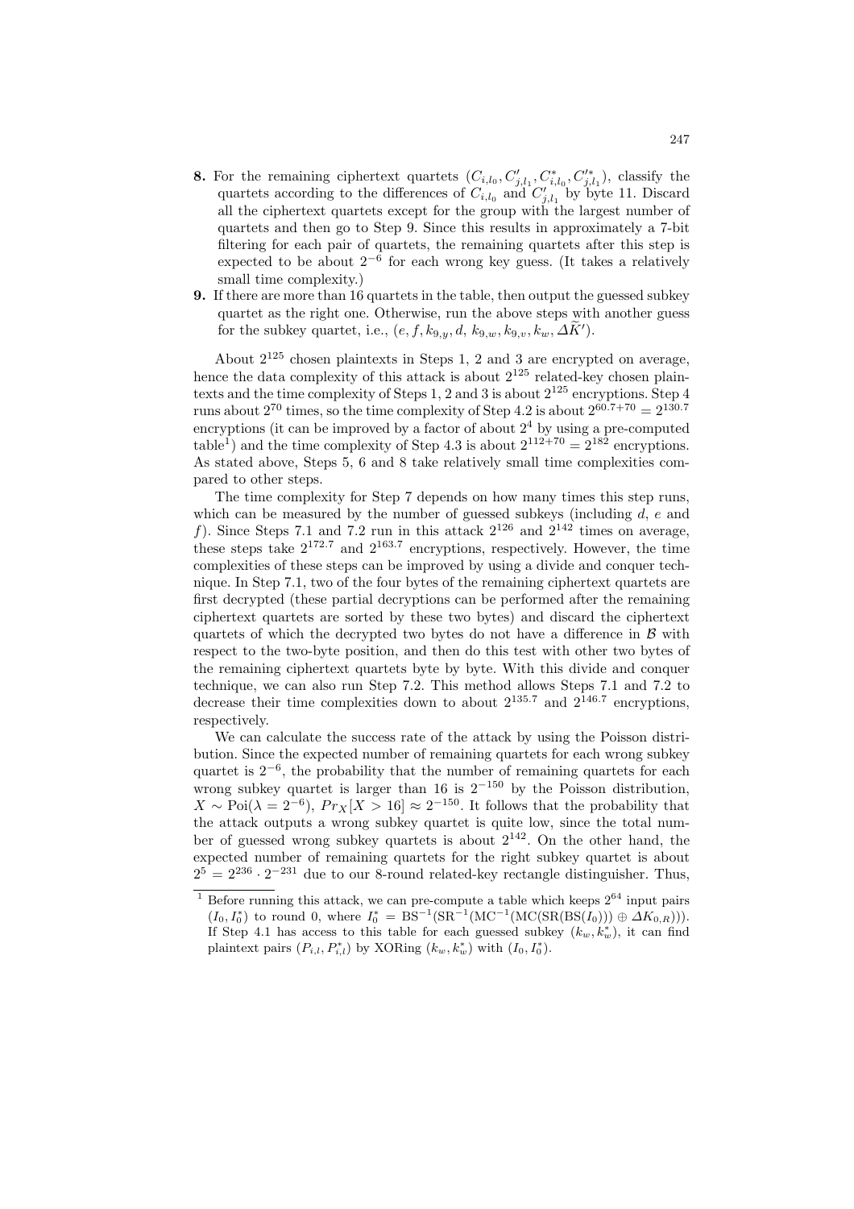**8.** For the remaining ciphertext quartets $(C_{i,l_0}, C'_{j,l_1}, C^*_{i,l_0}, C'^*_{j,l_1})$, classify the quartets according to the differences of $C_{i,l_0}$ and $C'_{j,l_1}$ by byte 11. Discard all the ciphertext quartets except for the group with the largest number of quartets and then go to Step 9. Since this results in approximately a 7-bit filtering for each pair of quartets, the remaining quartets after this step is expected to be about $2^{-6}$ for each wrong key guess. (It takes a relatively small time complexity.)

**9.** If there are more than 16 quartets in the table, then output the guessed subkey quartet as the right one. Otherwise, run the above steps with another guess for the subkey quartet, i.e., $(e, f, k_{9,y}, d, k_{9,w}, k_{9,v}, k_w, \Delta\widetilde{K}')$.

About $2^{125}$ chosen plaintexts in Steps 1, 2 and 3 are encrypted on average, hence the data complexity of this attack is about $2^{125}$ related-key chosen plaintexts and the time complexity of Steps 1, 2 and 3 is about $2^{125}$ encryptions. Step 4 runs about $2^{70}$ times, so the time complexity of Step 4.2 is about $2^{60.7+70} = 2^{130.7}$ encryptions (it can be improved by a factor of about $2^4$ by using a pre-computed table[1]) and the time complexity of Step 4.3 is about $2^{112+70} = 2^{182}$ encryptions. As stated above, Steps 5, 6 and 8 take relatively small time complexities compared to other steps.

The time complexity for Step 7 depends on how many times this step runs, which can be measured by the number of guessed subkeys (including $d$, $e$ and $f$). Since Steps 7.1 and 7.2 run in this attack $2^{126}$ and $2^{142}$ times on average, these steps take $2^{172.7}$ and $2^{163.7}$ encryptions, respectively. However, the time complexities of these steps can be improved by using a divide and conquer technique. In Step 7.1, two of the four bytes of the remaining ciphertext quartets are first decrypted (these partial decryptions can be performed after the remaining ciphertext quartets are sorted by these two bytes) and discard the ciphertext quartets of which the decrypted two bytes do not have a difference in $\mathcal{B}$ with respect to the two-byte position, and then do this test with other two bytes of the remaining ciphertext quartets byte by byte. With this divide and conquer technique, we can also run Step 7.2. This method allows Steps 7.1 and 7.2 to decrease their time complexities down to about $2^{135.7}$ and $2^{146.7}$ encryptions, respectively.

We can calculate the success rate of the attack by using the Poisson distribution. Since the expected number of remaining quartets for each wrong subkey quartet is $2^{-6}$, the probability that the number of remaining quartets for each wrong subkey quartet is larger than 16 is $2^{-150}$ by the Poisson distribution, $X \sim \mathrm{Poi}(\lambda = 2^{-6})$, $Pr_X[X > 16] \approx 2^{-150}$. It follows that the probability that the attack outputs a wrong subkey quartet is quite low, since the total number of guessed wrong subkey quartets is about $2^{142}$. On the other hand, the expected number of remaining quartets for the right subkey quartet is about $2^5 = 2^{236} \cdot 2^{-231}$ due to our 8-round related-key rectangle distinguisher. Thus,

[1] Before running this attack, we can pre-compute a table which keeps $2^{64}$ input pairs $(I_0, I_0^*)$ to round 0, where $I_0^* = \mathrm{BS}^{-1}(\mathrm{SR}^{-1}(\mathrm{MC}^{-1}(\mathrm{MC}(\mathrm{SR}(\mathrm{BS}(I_0))) \oplus \Delta K_{0,R})))$. If Step 4.1 has access to this table for each guessed subkey $(k_w, k_w^*)$, it can find plaintext pairs $(P_{i,l}, P_{i,l}^*)$ by XORing $(k_w, k_w^*)$ with $(I_0, I_0^*)$.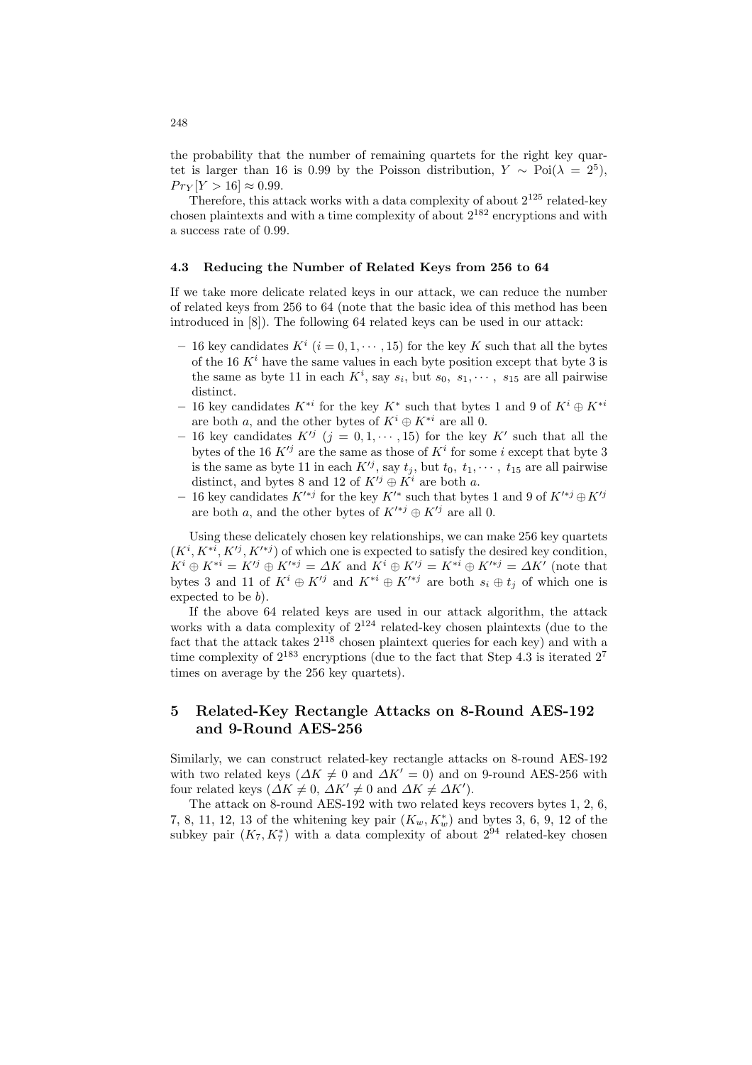the probability that the number of remaining quartets for the right key quartet is larger than 16 is 0.99 by the Poisson distribution, $Y \sim \mathrm{Poi}(\lambda = 2^5)$, $Pr_Y[Y > 16] \approx 0.99$.

Therefore, this attack works with a data complexity of about $2^{125}$ related-key chosen plaintexts and with a time complexity of about $2^{182}$ encryptions and with a success rate of 0.99.

### 4.3 Reducing the Number of Related Keys from 256 to 64

If we take more delicate related keys in our attack, we can reduce the number of related keys from 256 to 64 (note that the basic idea of this method has been introduced in [8]). The following 64 related keys can be used in our attack:

- 16 key candidates $K^i$ $(i = 0, 1, \cdots, 15)$ for the key $K$ such that all the bytes of the 16 $K^i$ have the same values in each byte position except that byte 3 is the same as byte 11 in each $K^i$, say $s_i$, but $s_0,\ s_1, \cdots,\ s_{15}$ are all pairwise distinct.
- 16 key candidates $K^{*i}$ for the key $K^*$ such that bytes 1 and 9 of $K^i \oplus K^{*i}$ are both $a$, and the other bytes of $K^i \oplus K^{*i}$ are all 0.
- 16 key candidates $K'^j$ $(j = 0, 1, \cdots, 15)$ for the key $K'$ such that all the bytes of the 16 $K'^j$ are the same as those of $K^i$ for some $i$ except that byte 3 is the same as byte 11 in each $K'^j$, say $t_j$, but $t_0,\ t_1, \cdots,\ t_{15}$ are all pairwise distinct, and bytes 8 and 12 of $K'^j \oplus K^i$ are both $a$.
- 16 key candidates $K'^{*j}$ for the key $K'^*$ such that bytes 1 and 9 of $K'^{*j} \oplus K'^j$ are both $a$, and the other bytes of $K'^{*j} \oplus K'^j$ are all 0.

Using these delicately chosen key relationships, we can make 256 key quartets $(K^i, K^{*i}, K'^j, K'^{*j})$ of which one is expected to satisfy the desired key condition, $K^i \oplus K^{*i} = K'^j \oplus K'^{*j} = \Delta K$ and $K^i \oplus K'^j = K^{*i} \oplus K'^{*j} = \Delta K'$ (note that bytes 3 and 11 of $K^i \oplus K'^j$ and $K^{*i} \oplus K'^{*j}$ are both $s_i \oplus t_j$ of which one is expected to be $b$).

If the above 64 related keys are used in our attack algorithm, the attack works with a data complexity of $2^{124}$ related-key chosen plaintexts (due to the fact that the attack takes $2^{118}$ chosen plaintext queries for each key) and with a time complexity of $2^{183}$ encryptions (due to the fact that Step 4.3 is iterated $2^7$ times on average by the 256 key quartets).

## 5 Related-Key Rectangle Attacks on 8-Round AES-192 and 9-Round AES-256

Similarly, we can construct related-key rectangle attacks on 8-round AES-192 with two related keys ($\Delta K \neq 0$ and $\Delta K' = 0$) and on 9-round AES-256 with four related keys ($\Delta K \neq 0$, $\Delta K' \neq 0$ and $\Delta K \neq \Delta K'$).

The attack on 8-round AES-192 with two related keys recovers bytes 1, 2, 6, 7, 8, 11, 12, 13 of the whitening key pair $(K_w, K_w^*)$ and bytes 3, 6, 9, 12 of the subkey pair $(K_7, K_7^*)$ with a data complexity of about $2^{94}$ related-key chosen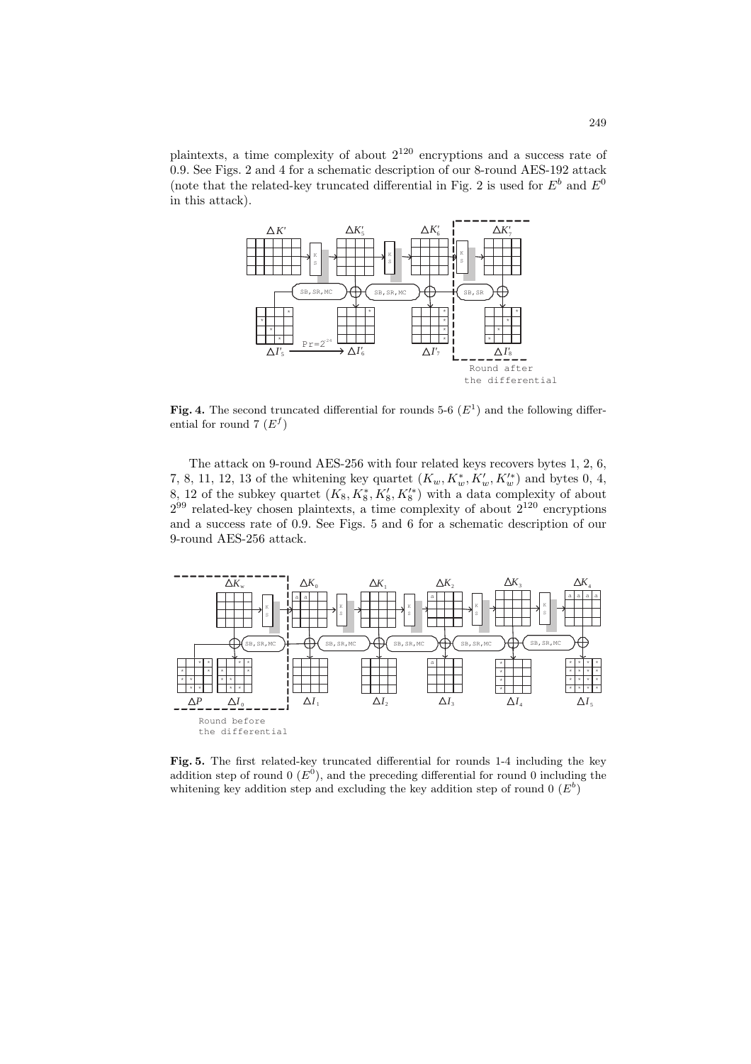plaintexts, a time complexity of about $2^{120}$ encryptions and a success rate of 0.9. See Figs. 2 and 4 for a schematic description of our 8-round AES-192 attack (note that the related-key truncated differential in Fig. 2 is used for $E^b$ and $E^0$ in this attack).

**Fig. 4.** The second truncated differential for rounds 5-6 ($E^1$) and the following differential for round 7 ($E^f$)

The attack on 9-round AES-256 with four related keys recovers bytes 1, 2, 6, 7, 8, 11, 12, 13 of the whitening key quartet $(K_w, K_w^*, K_w', K_w'^*)$ and bytes 0, 4, 8, 12 of the subkey quartet $(K_8, K_8^*, K_8', K_8'^*)$ with a data complexity of about $2^{99}$ related-key chosen plaintexts, a time complexity of about $2^{120}$ encryptions and a success rate of 0.9. See Figs. 5 and 6 for a schematic description of our 9-round AES-256 attack.

**Fig. 5.** The first related-key truncated differential for rounds 1-4 including the key addition step of round 0 ($E^0$), and the preceding differential for round 0 including the whitening key addition step and excluding the key addition step of round 0 ($E^b$)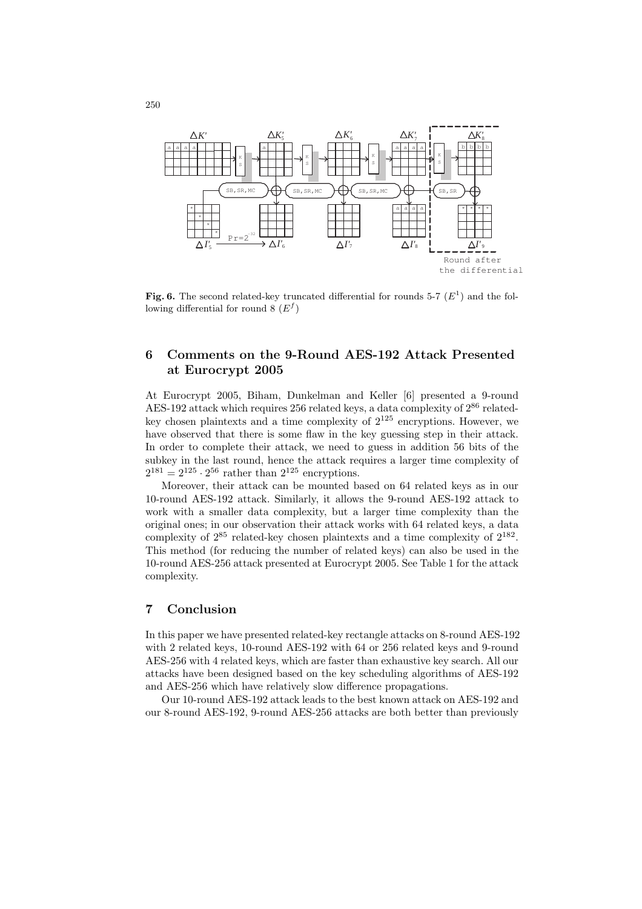**Fig. 6.** The second related-key truncated differential for rounds 5-7 ($E^1$) and the following differential for round 8 ($E^f$)

## 6 Comments on the 9-Round AES-192 Attack Presented at Eurocrypt 2005

At Eurocrypt 2005, Biham, Dunkelman and Keller [6] presented a 9-round AES-192 attack which requires 256 related keys, a data complexity of $2^{86}$ related-key chosen plaintexts and a time complexity of $2^{125}$ encryptions. However, we have observed that there is some flaw in the key guessing step in their attack. In order to complete their attack, we need to guess in addition 56 bits of the subkey in the last round, hence the attack requires a larger time complexity of $2^{181} = 2^{125} \cdot 2^{56}$ rather than $2^{125}$ encryptions.

Moreover, their attack can be mounted based on 64 related keys as in our 10-round AES-192 attack. Similarly, it allows the 9-round AES-192 attack to work with a smaller data complexity, but a larger time complexity than the original ones; in our observation their attack works with 64 related keys, a data complexity of $2^{85}$ related-key chosen plaintexts and a time complexity of $2^{182}$. This method (for reducing the number of related keys) can also be used in the 10-round AES-256 attack presented at Eurocrypt 2005. See Table 1 for the attack complexity.

## 7 Conclusion

In this paper we have presented related-key rectangle attacks on 8-round AES-192 with 2 related keys, 10-round AES-192 with 64 or 256 related keys and 9-round AES-256 with 4 related keys, which are faster than exhaustive key search. All our attacks have been designed based on the key scheduling algorithms of AES-192 and AES-256 which have relatively slow difference propagations.

Our 10-round AES-192 attack leads to the best known attack on AES-192 and our 8-round AES-192, 9-round AES-256 attacks are both better than previously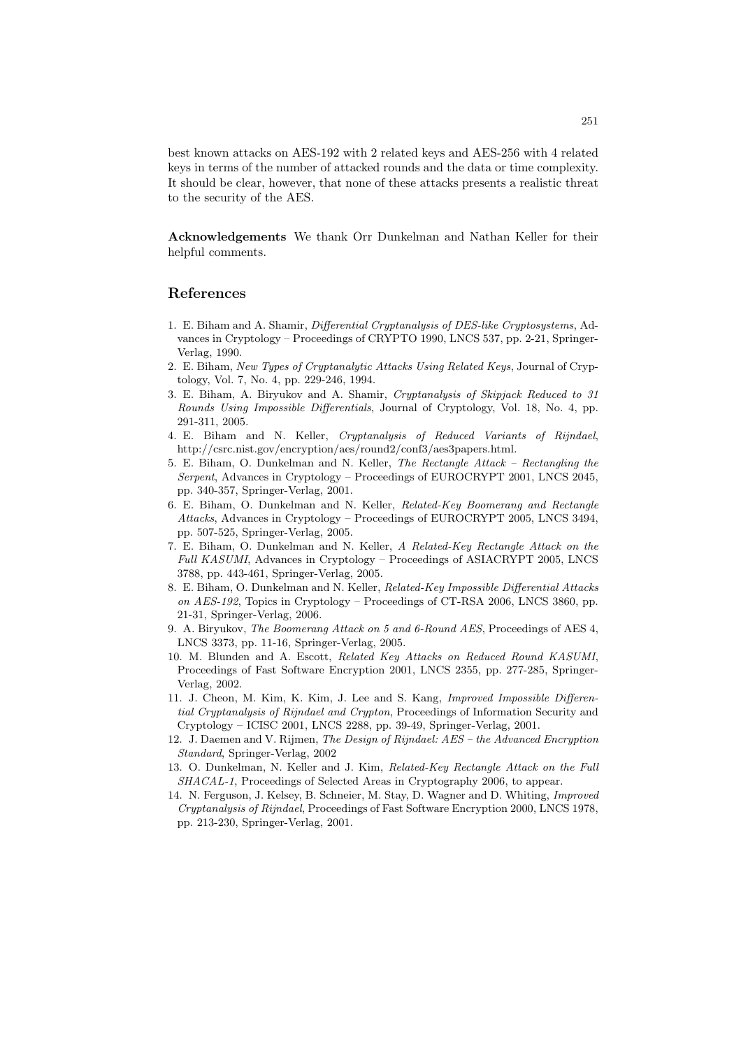best known attacks on AES-192 with 2 related keys and AES-256 with 4 related keys in terms of the number of attacked rounds and the data or time complexity. It should be clear, however, that none of these attacks presents a realistic threat to the security of the AES.

**Acknowledgements** We thank Orr Dunkelman and Nathan Keller for their helpful comments.

## References

1. E. Biham and A. Shamir, *Differential Cryptanalysis of DES-like Cryptosystems*, Advances in Cryptology – Proceedings of CRYPTO 1990, LNCS 537, pp. 2-21, Springer-Verlag, 1990.
2. E. Biham, *New Types of Cryptanalytic Attacks Using Related Keys*, Journal of Cryptology, Vol. 7, No. 4, pp. 229-246, 1994.
3. E. Biham, A. Biryukov and A. Shamir, *Cryptanalysis of Skipjack Reduced to 31 Rounds Using Impossible Differentials*, Journal of Cryptology, Vol. 18, No. 4, pp. 291-311, 2005.
4. E. Biham and N. Keller, *Cryptanalysis of Reduced Variants of Rijndael*, http://csrc.nist.gov/encryption/aes/round2/conf3/aes3papers.html.
5. E. Biham, O. Dunkelman and N. Keller, *The Rectangle Attack – Rectangling the Serpent*, Advances in Cryptology – Proceedings of EUROCRYPT 2001, LNCS 2045, pp. 340-357, Springer-Verlag, 2001.
6. E. Biham, O. Dunkelman and N. Keller, *Related-Key Boomerang and Rectangle Attacks*, Advances in Cryptology – Proceedings of EUROCRYPT 2005, LNCS 3494, pp. 507-525, Springer-Verlag, 2005.
7. E. Biham, O. Dunkelman and N. Keller, *A Related-Key Rectangle Attack on the Full KASUMI*, Advances in Cryptology – Proceedings of ASIACRYPT 2005, LNCS 3788, pp. 443-461, Springer-Verlag, 2005.
8. E. Biham, O. Dunkelman and N. Keller, *Related-Key Impossible Differential Attacks on AES-192*, Topics in Cryptology – Proceedings of CT-RSA 2006, LNCS 3860, pp. 21-31, Springer-Verlag, 2006.
9. A. Biryukov, *The Boomerang Attack on 5 and 6-Round AES*, Proceedings of AES 4, LNCS 3373, pp. 11-16, Springer-Verlag, 2005.
10. M. Blunden and A. Escott, *Related Key Attacks on Reduced Round KASUMI*, Proceedings of Fast Software Encryption 2001, LNCS 2355, pp. 277-285, Springer-Verlag, 2002.
11. J. Cheon, M. Kim, K. Kim, J. Lee and S. Kang, *Improved Impossible Differential Cryptanalysis of Rijndael and Crypton*, Proceedings of Information Security and Cryptology – ICISC 2001, LNCS 2288, pp. 39-49, Springer-Verlag, 2001.
12. J. Daemen and V. Rijmen, *The Design of Rijndael: AES – the Advanced Encryption Standard*, Springer-Verlag, 2002
13. O. Dunkelman, N. Keller and J. Kim, *Related-Key Rectangle Attack on the Full SHACAL-1*, Proceedings of Selected Areas in Cryptography 2006, to appear.
14. N. Ferguson, J. Kelsey, B. Schneier, M. Stay, D. Wagner and D. Whiting, *Improved Cryptanalysis of Rijndael*, Proceedings of Fast Software Encryption 2000, LNCS 1978, pp. 213-230, Springer-Verlag, 2001.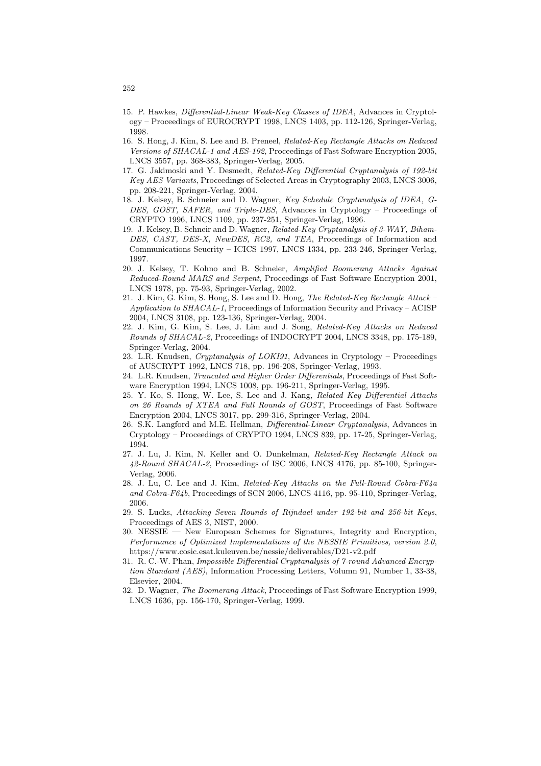15. P. Hawkes, *Differential-Linear Weak-Key Classes of IDEA*, Advances in Cryptology – Proceedings of EUROCRYPT 1998, LNCS 1403, pp. 112-126, Springer-Verlag, 1998.
16. S. Hong, J. Kim, S. Lee and B. Preneel, *Related-Key Rectangle Attacks on Reduced Versions of SHACAL-1 and AES-192*, Proceedings of Fast Software Encryption 2005, LNCS 3557, pp. 368-383, Springer-Verlag, 2005.
17. G. Jakimoski and Y. Desmedt, *Related-Key Differential Cryptanalysis of 192-bit Key AES Variants*, Proceedings of Selected Areas in Cryptography 2003, LNCS 3006, pp. 208-221, Springer-Verlag, 2004.
18. J. Kelsey, B. Schneier and D. Wagner, *Key Schedule Cryptanalysis of IDEA, G-DES, GOST, SAFER, and Triple-DES*, Advances in Cryptology – Proceedings of CRYPTO 1996, LNCS 1109, pp. 237-251, Springer-Verlag, 1996.
19. J. Kelsey, B. Schneir and D. Wagner, *Related-Key Cryptanalysis of 3-WAY, Biham-DES, CAST, DES-X, NewDES, RC2, and TEA*, Proceedings of Information and Communications Seucrity – ICICS 1997, LNCS 1334, pp. 233-246, Springer-Verlag, 1997.
20. J. Kelsey, T. Kohno and B. Schneier, *Amplified Boomerang Attacks Against Reduced-Round MARS and Serpent*, Proceedings of Fast Software Encryption 2001, LNCS 1978, pp. 75-93, Springer-Verlag, 2002.
21. J. Kim, G. Kim, S. Hong, S. Lee and D. Hong, *The Related-Key Rectangle Attack – Application to SHACAL-1*, Proceedings of Information Security and Privacy – ACISP 2004, LNCS 3108, pp. 123-136, Springer-Verlag, 2004.
22. J. Kim, G. Kim, S. Lee, J. Lim and J. Song, *Related-Key Attacks on Reduced Rounds of SHACAL-2*, Proceedings of INDOCRYPT 2004, LNCS 3348, pp. 175-189, Springer-Verlag, 2004.
23. L.R. Knudsen, *Cryptanalysis of LOKI91*, Advances in Cryptology – Proceedings of AUSCRYPT 1992, LNCS 718, pp. 196-208, Springer-Verlag, 1993.
24. L.R. Knudsen, *Truncated and Higher Order Differentials*, Proceedings of Fast Software Encryption 1994, LNCS 1008, pp. 196-211, Springer-Verlag, 1995.
25. Y. Ko, S. Hong, W. Lee, S. Lee and J. Kang, *Related Key Differential Attacks on 26 Rounds of XTEA and Full Rounds of GOST*, Proceedings of Fast Software Encryption 2004, LNCS 3017, pp. 299-316, Springer-Verlag, 2004.
26. S.K. Langford and M.E. Hellman, *Differential-Linear Cryptanalysis*, Advances in Cryptology – Proceedings of CRYPTO 1994, LNCS 839, pp. 17-25, Springer-Verlag, 1994.
27. J. Lu, J. Kim, N. Keller and O. Dunkelman, *Related-Key Rectangle Attack on 42-Round SHACAL-2*, Proceedings of ISC 2006, LNCS 4176, pp. 85-100, Springer-Verlag, 2006.
28. J. Lu, C. Lee and J. Kim, *Related-Key Attacks on the Full-Round Cobra-F64a and Cobra-F64b*, Proceedings of SCN 2006, LNCS 4116, pp. 95-110, Springer-Verlag, 2006.
29. S. Lucks, *Attacking Seven Rounds of Rijndael under 192-bit and 256-bit Keys*, Proceedings of AES 3, NIST, 2000.
30. NESSIE — New European Schemes for Signatures, Integrity and Encryption, *Performance of Optimized Implementations of the NESSIE Primitives, version 2.0*, https://www.cosic.esat.kuleuven.be/nessie/deliverables/D21-v2.pdf
31. R. C.-W. Phan, *Impossible Differential Cryptanalysis of 7-round Advanced Encryption Standard (AES)*, Information Processing Letters, Volumn 91, Number 1, 33-38, Elsevier, 2004.
32. D. Wagner, *The Boomerang Attack*, Proceedings of Fast Software Encryption 1999, LNCS 1636, pp. 156-170, Springer-Verlag, 1999.